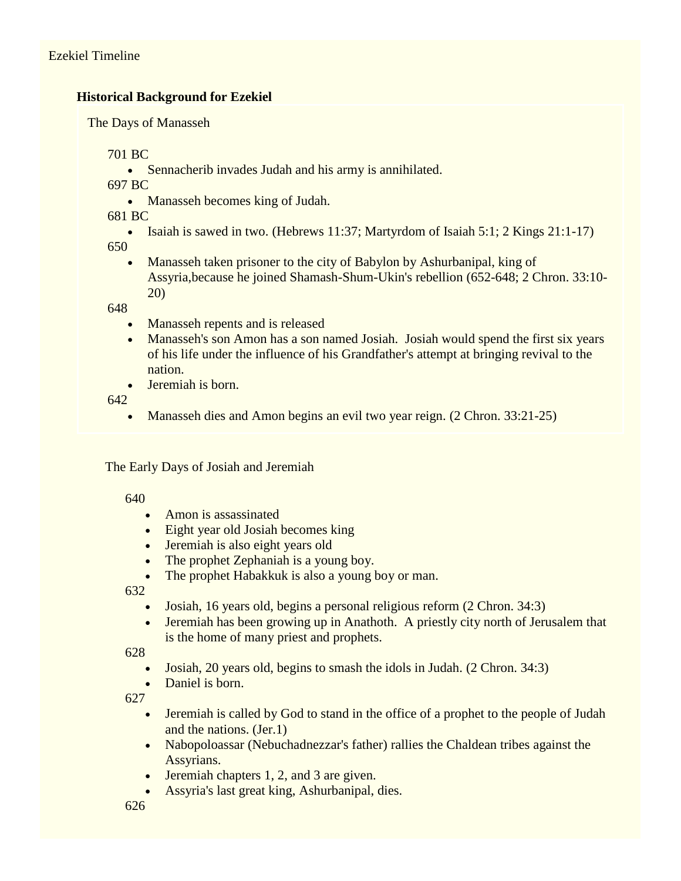Ezekiel Timeline

**Historical Background for Ezekiel**

The Days of Manasseh

701 BC

- Sennacherib invades Judah and his army is annihilated.

697 BC

- Manasseh becomes king of Judah.

681 BC

- Isaiah is sawed in two. (Hebrews 11:37; Martyrdom of Isaiah 5:1; 2 Kings 21:1-17)

650

- Manasseh taken prisoner to the city of Babylon by Ashurbanipal, king of Assyria,because he joined Shamash-Shum-Ukin's rebellion (652-648; 2 Chron. 33:10-20)

648

- Manasseh repents and is released
- Manasseh's son Amon has a son named Josiah.  Josiah would spend the first six years of his life under the influence of his Grandfather's attempt at bringing revival to the nation.
- Jeremiah is born.

642

- Manasseh dies and Amon begins an evil two year reign. (2 Chron. 33:21-25)

The Early Days of Josiah and Jeremiah

640

- Amon is assassinated
- Eight year old Josiah becomes king
- Jeremiah is also eight years old
- The prophet Zephaniah is a young boy.
- The prophet Habakkuk is also a young boy or man.

632

- Josiah, 16 years old, begins a personal religious reform (2 Chron. 34:3)
- Jeremiah has been growing up in Anathoth.  A priestly city north of Jerusalem that is the home of many priest and prophets.

628

- Josiah, 20 years old, begins to smash the idols in Judah. (2 Chron. 34:3)
- Daniel is born.

627

- Jeremiah is called by God to stand in the office of a prophet to the people of Judah and the nations. (Jer.1)
- Nabopoloassar (Nebuchadnezzar's father) rallies the Chaldean tribes against the Assyrians.
- Jeremiah chapters 1, 2, and 3 are given.
- Assyria's last great king, Ashurbanipal, dies.

626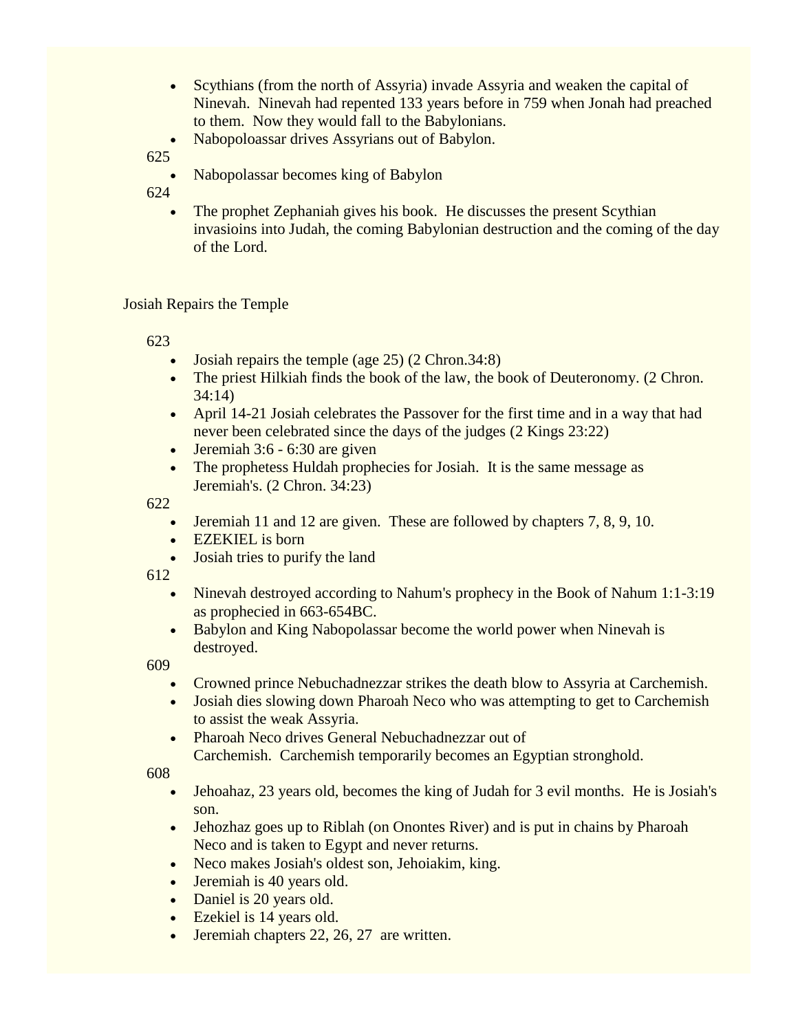- Scythians (from the north of Assyria) invade Assyria and weaken the capital of Ninevah. Ninevah had repented 133 years before in 759 when Jonah had preached to them. Now they would fall to the Babylonians.
- Nabopoloassar drives Assyrians out of Babylon.

625

- Nabopolassar becomes king of Babylon

624

- The prophet Zephaniah gives his book. He discusses the present Scythian invasioins into Judah, the coming Babylonian destruction and the coming of the day of the Lord.

## Josiah Repairs the Temple

623

- Josiah repairs the temple (age 25) (2 Chron.34:8)
- The priest Hilkiah finds the book of the law, the book of Deuteronomy. (2 Chron. 34:14)
- April 14-21 Josiah celebrates the Passover for the first time and in a way that had never been celebrated since the days of the judges (2 Kings 23:22)
- Jeremiah 3:6 - 6:30 are given
- The prophetess Huldah prophecies for Josiah. It is the same message as Jeremiah's. (2 Chron. 34:23)

622

- Jeremiah 11 and 12 are given. These are followed by chapters 7, 8, 9, 10.
- EZEKIEL is born
- Josiah tries to purify the land

612

- Ninevah destroyed according to Nahum's prophecy in the Book of Nahum 1:1-3:19 as prophecied in 663-654BC.
- Babylon and King Nabopolassar become the world power when Ninevah is destroyed.

609

- Crowned prince Nebuchadnezzar strikes the death blow to Assyria at Carchemish.
- Josiah dies slowing down Pharoah Neco who was attempting to get to Carchemish to assist the weak Assyria.
- Pharoah Neco drives General Nebuchadnezzar out of Carchemish. Carchemish temporarily becomes an Egyptian stronghold.

608

- Jehoahaz, 23 years old, becomes the king of Judah for 3 evil months. He is Josiah's son.
- Jehozhaz goes up to Riblah (on Onontes River) and is put in chains by Pharoah Neco and is taken to Egypt and never returns.
- Neco makes Josiah's oldest son, Jehoiakim, king.
- Jeremiah is 40 years old.
- Daniel is 20 years old.
- Ezekiel is 14 years old.
- Jeremiah chapters 22, 26, 27 are written.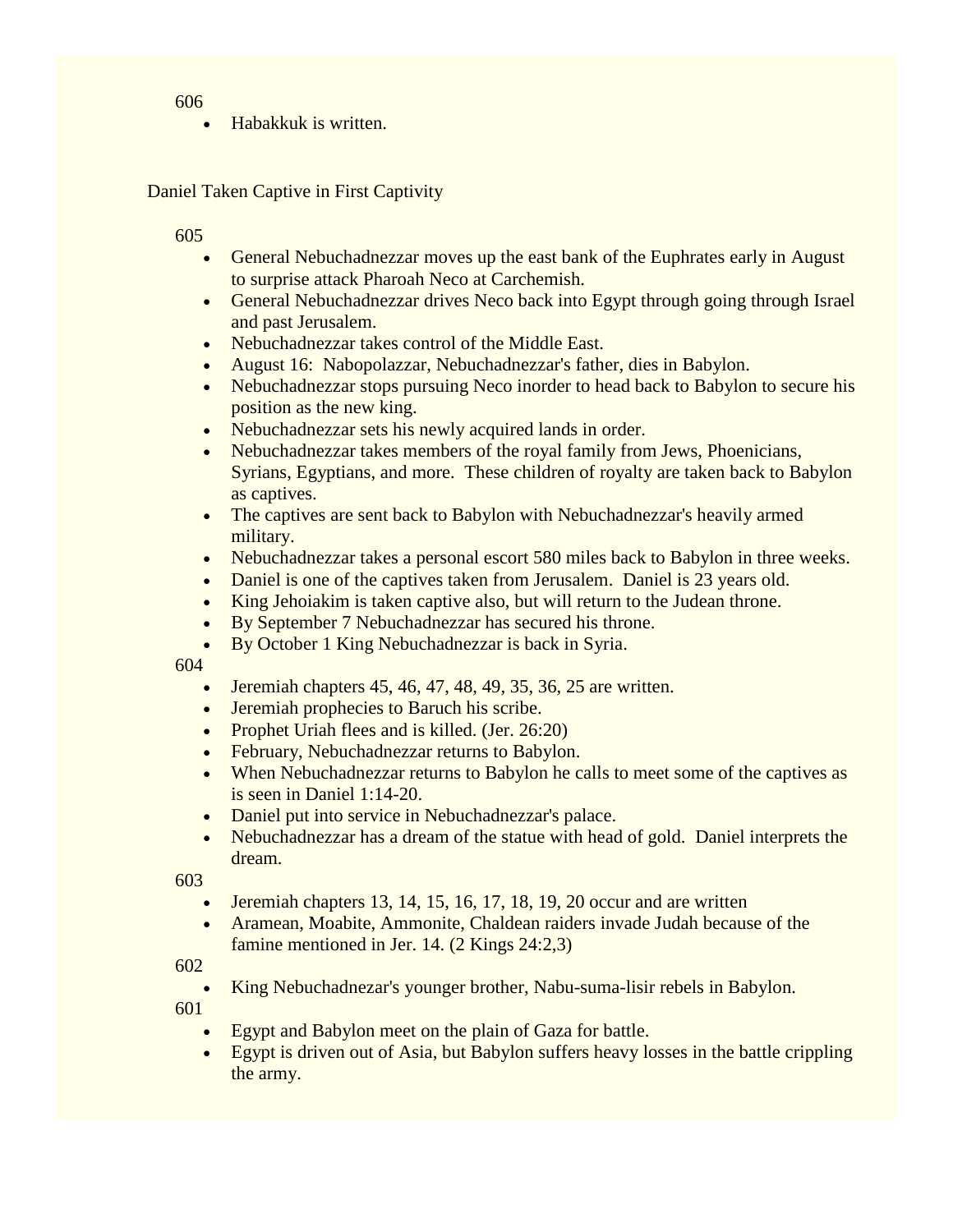606

- Habakkuk is written.

Daniel Taken Captive in First Captivity

605

- General Nebuchadnezzar moves up the east bank of the Euphrates early in August to surprise attack Pharoah Neco at Carchemish.
- General Nebuchadnezzar drives Neco back into Egypt through going through Israel and past Jerusalem.
- Nebuchadnezzar takes control of the Middle East.
- August 16: Nabopolazzar, Nebuchadnezzar's father, dies in Babylon.
- Nebuchadnezzar stops pursuing Neco inorder to head back to Babylon to secure his position as the new king.
- Nebuchadnezzar sets his newly acquired lands in order.
- Nebuchadnezzar takes members of the royal family from Jews, Phoenicians, Syrians, Egyptians, and more. These children of royalty are taken back to Babylon as captives.
- The captives are sent back to Babylon with Nebuchadnezzar's heavily armed military.
- Nebuchadnezzar takes a personal escort 580 miles back to Babylon in three weeks.
- Daniel is one of the captives taken from Jerusalem. Daniel is 23 years old.
- King Jehoiakim is taken captive also, but will return to the Judean throne.
- By September 7 Nebuchadnezzar has secured his throne.
- By October 1 King Nebuchadnezzar is back in Syria.

604

- Jeremiah chapters 45, 46, 47, 48, 49, 35, 36, 25 are written.
- Jeremiah prophecies to Baruch his scribe.
- Prophet Uriah flees and is killed. (Jer. 26:20)
- February, Nebuchadnezzar returns to Babylon.
- When Nebuchadnezzar returns to Babylon he calls to meet some of the captives as is seen in Daniel 1:14-20.
- Daniel put into service in Nebuchadnezzar's palace.
- Nebuchadnezzar has a dream of the statue with head of gold. Daniel interprets the dream.

603

- Jeremiah chapters 13, 14, 15, 16, 17, 18, 19, 20 occur and are written
- Aramean, Moabite, Ammonite, Chaldean raiders invade Judah because of the famine mentioned in Jer. 14. (2 Kings 24:2,3)

602

- King Nebuchadnezar's younger brother, Nabu-suma-lisir rebels in Babylon.

601

- Egypt and Babylon meet on the plain of Gaza for battle.
- Egypt is driven out of Asia, but Babylon suffers heavy losses in the battle crippling the army.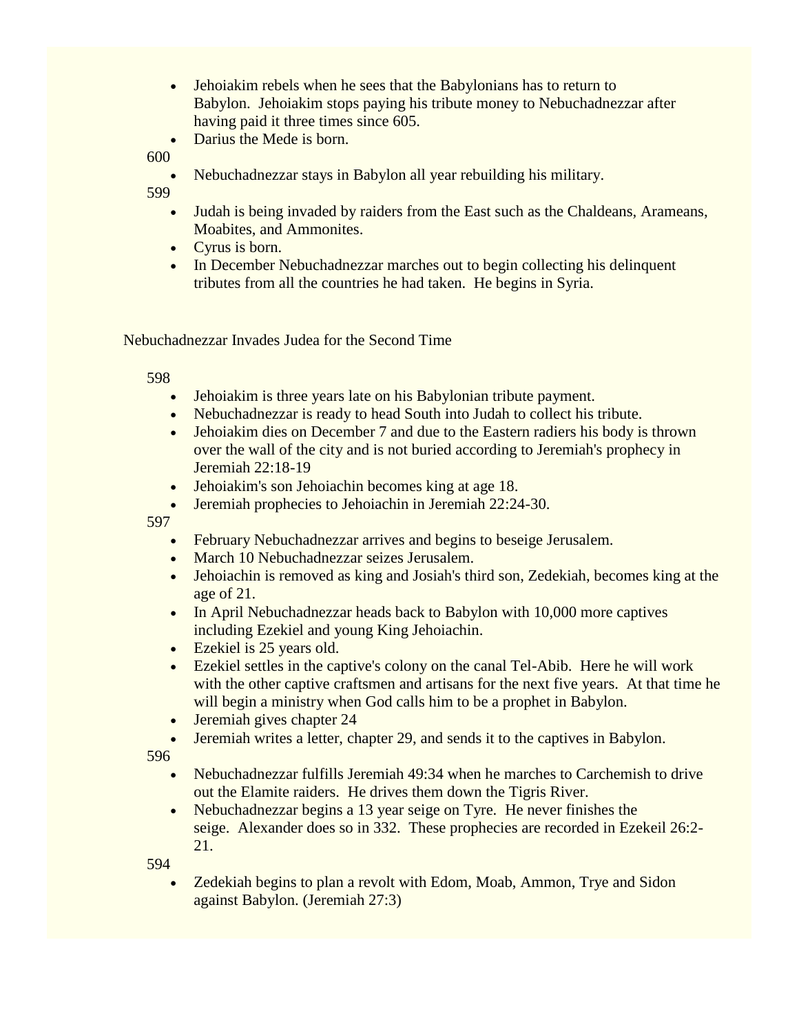- Jehoiakim rebels when he sees that the Babylonians has to return to Babylon. Jehoiakim stops paying his tribute money to Nebuchadnezzar after having paid it three times since 605.
- Darius the Mede is born.

600

- Nebuchadnezzar stays in Babylon all year rebuilding his military.

599

- Judah is being invaded by raiders from the East such as the Chaldeans, Arameans, Moabites, and Ammonites.
- Cyrus is born.
- In December Nebuchadnezzar marches out to begin collecting his delinquent tributes from all the countries he had taken. He begins in Syria.

Nebuchadnezzar Invades Judea for the Second Time

598

- Jehoiakim is three years late on his Babylonian tribute payment.
- Nebuchadnezzar is ready to head South into Judah to collect his tribute.
- Jehoiakim dies on December 7 and due to the Eastern radiers his body is thrown over the wall of the city and is not buried according to Jeremiah's prophecy in Jeremiah 22:18-19
- Jehoiakim's son Jehoiachin becomes king at age 18.
- Jeremiah prophecies to Jehoiachin in Jeremiah 22:24-30.

597

- February Nebuchadnezzar arrives and begins to beseige Jerusalem.
- March 10 Nebuchadnezzar seizes Jerusalem.
- Jehoiachin is removed as king and Josiah's third son, Zedekiah, becomes king at the age of 21.
- In April Nebuchadnezzar heads back to Babylon with 10,000 more captives including Ezekiel and young King Jehoiachin.
- Ezekiel is 25 years old.
- Ezekiel settles in the captive's colony on the canal Tel-Abib. Here he will work with the other captive craftsmen and artisans for the next five years. At that time he will begin a ministry when God calls him to be a prophet in Babylon.
- Jeremiah gives chapter 24
- Jeremiah writes a letter, chapter 29, and sends it to the captives in Babylon.

596

- Nebuchadnezzar fulfills Jeremiah 49:34 when he marches to Carchemish to drive out the Elamite raiders. He drives them down the Tigris River.
- Nebuchadnezzar begins a 13 year seige on Tyre. He never finishes the seige. Alexander does so in 332. These prophecies are recorded in Ezekeil 26:2-21.

594

- Zedekiah begins to plan a revolt with Edom, Moab, Ammon, Trye and Sidon against Babylon. (Jeremiah 27:3)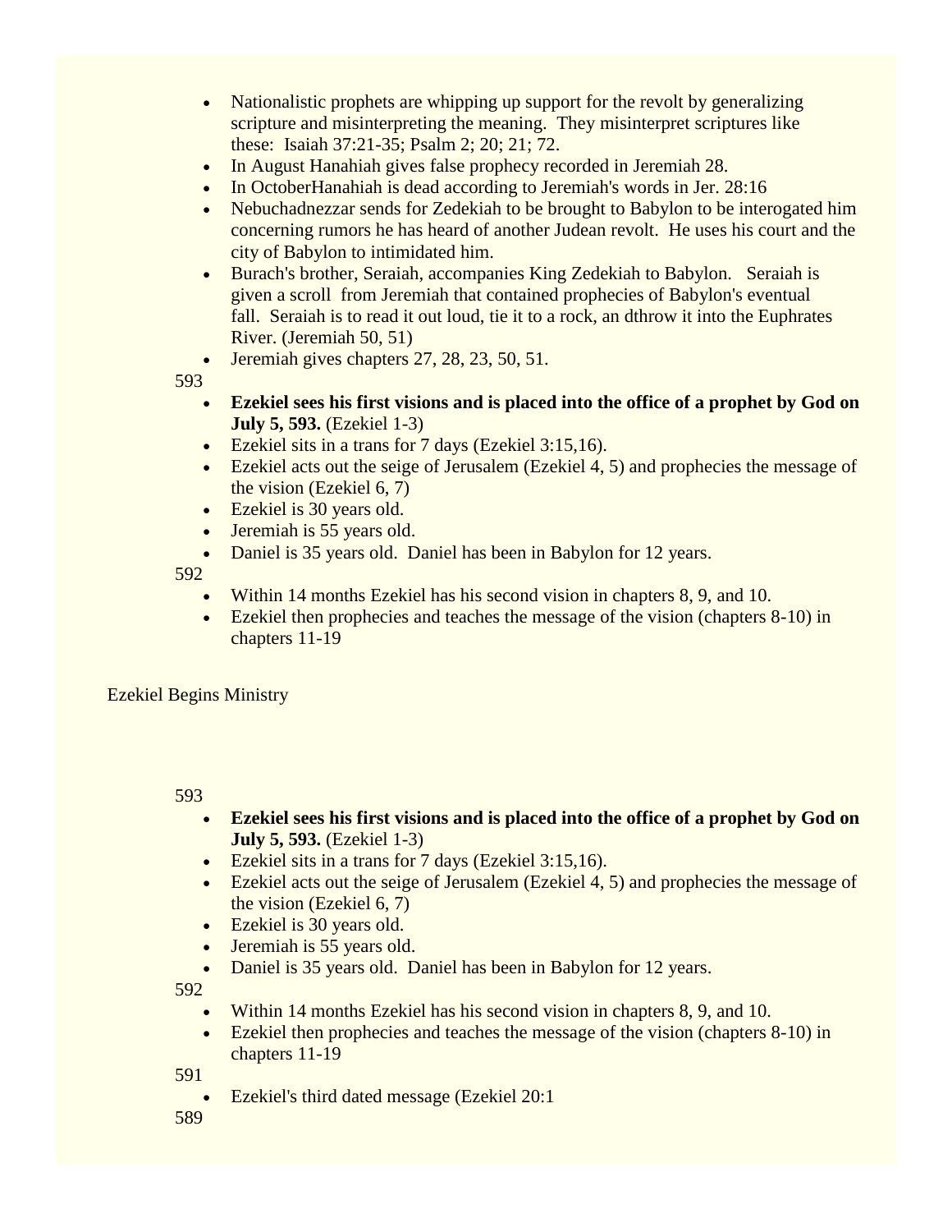- Nationalistic prophets are whipping up support for the revolt by generalizing scripture and misinterpreting the meaning.  They misinterpret scriptures like these:  Isaiah 37:21-35; Psalm 2; 20; 21; 72.
- In August Hanahiah gives false prophecy recorded in Jeremiah 28.
- In OctoberHanahiah is dead according to Jeremiah's words in Jer. 28:16
- Nebuchadnezzar sends for Zedekiah to be brought to Babylon to be interogated him concerning rumors he has heard of another Judean revolt.  He uses his court and the city of Babylon to intimidated him.
- Burach's brother, Seraiah, accompanies King Zedekiah to Babylon.   Seraiah is given a scroll  from Jeremiah that contained prophecies of Babylon's eventual fall.  Seraiah is to read it out loud, tie it to a rock, an dthrow it into the Euphrates River. (Jeremiah 50, 51)
- Jeremiah gives chapters 27, 28, 23, 50, 51.

593

- **Ezekiel sees his first visions and is placed into the office of a prophet by God on July 5, 593.** (Ezekiel 1-3)
- Ezekiel sits in a trans for 7 days (Ezekiel 3:15,16).
- Ezekiel acts out the seige of Jerusalem (Ezekiel 4, 5) and prophecies the message of the vision (Ezekiel 6, 7)
- Ezekiel is 30 years old.
- Jeremiah is 55 years old.
- Daniel is 35 years old.  Daniel has been in Babylon for 12 years.

592

- Within 14 months Ezekiel has his second vision in chapters 8, 9, and 10.
- Ezekiel then prophecies and teaches the message of the vision (chapters 8-10) in chapters 11-19

Ezekiel Begins Ministry

593

- **Ezekiel sees his first visions and is placed into the office of a prophet by God on July 5, 593.** (Ezekiel 1-3)
- Ezekiel sits in a trans for 7 days (Ezekiel 3:15,16).
- Ezekiel acts out the seige of Jerusalem (Ezekiel 4, 5) and prophecies the message of the vision (Ezekiel 6, 7)
- Ezekiel is 30 years old.
- Jeremiah is 55 years old.
- Daniel is 35 years old.  Daniel has been in Babylon for 12 years.

592

- Within 14 months Ezekiel has his second vision in chapters 8, 9, and 10.
- Ezekiel then prophecies and teaches the message of the vision (chapters 8-10) in chapters 11-19

591

- Ezekiel's third dated message (Ezekiel 20:1

589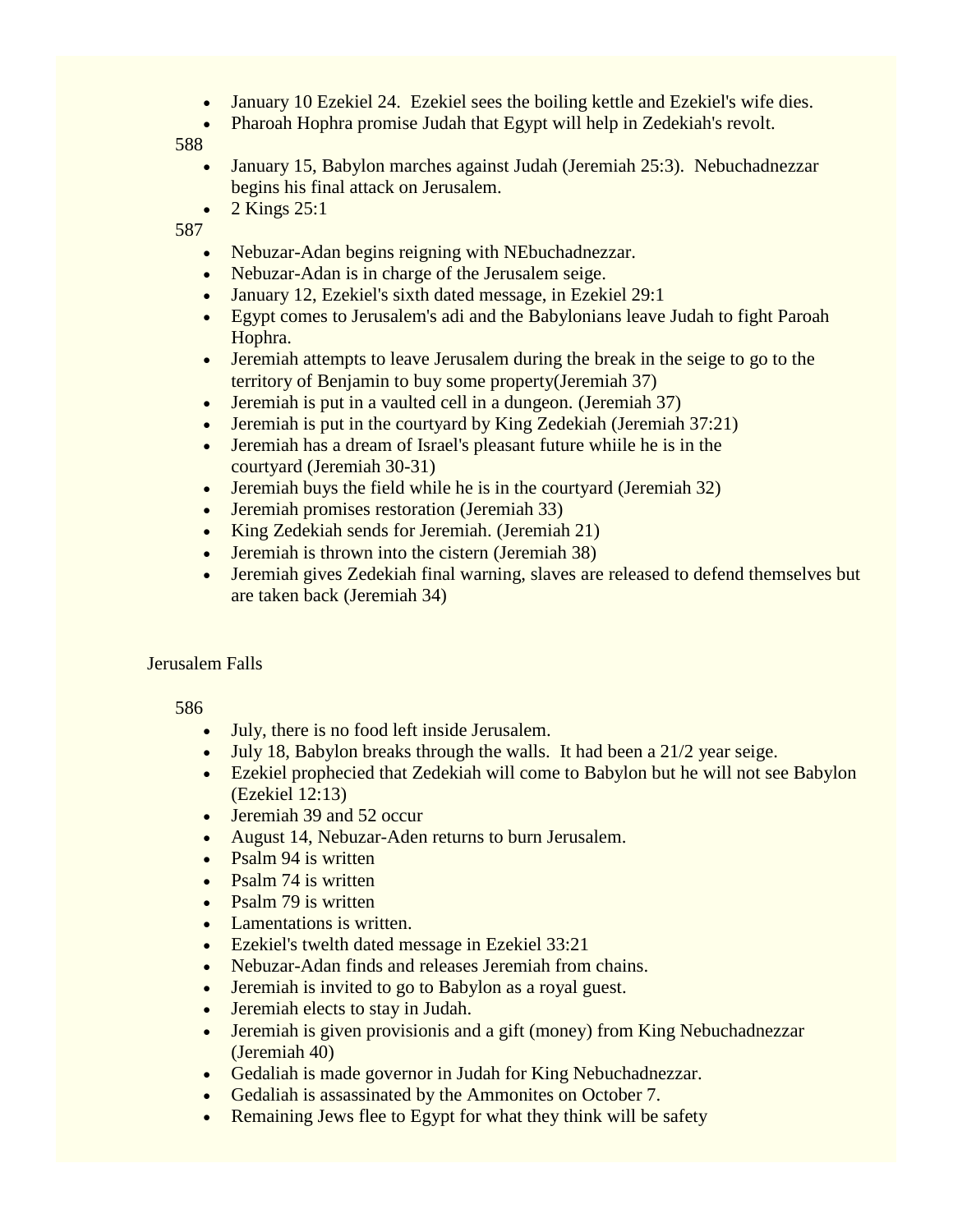- January 10 Ezekiel 24. Ezekiel sees the boiling kettle and Ezekiel's wife dies.
- Pharoah Hophra promise Judah that Egypt will help in Zedekiah's revolt.

588

- January 15, Babylon marches against Judah (Jeremiah 25:3). Nebuchadnezzar begins his final attack on Jerusalem.
- 2 Kings 25:1

587

- Nebuzar-Adan begins reigning with NEbuchadnezzar.
- Nebuzar-Adan is in charge of the Jerusalem seige.
- January 12, Ezekiel's sixth dated message, in Ezekiel 29:1
- Egypt comes to Jerusalem's adi and the Babylonians leave Judah to fight Paroah Hophra.
- Jeremiah attempts to leave Jerusalem during the break in the seige to go to the territory of Benjamin to buy some property(Jeremiah 37)
- Jeremiah is put in a vaulted cell in a dungeon. (Jeremiah 37)
- Jeremiah is put in the courtyard by King Zedekiah (Jeremiah 37:21)
- Jeremiah has a dream of Israel's pleasant future whiile he is in the courtyard (Jeremiah 30-31)
- Jeremiah buys the field while he is in the courtyard (Jeremiah 32)
- Jeremiah promises restoration (Jeremiah 33)
- King Zedekiah sends for Jeremiah. (Jeremiah 21)
- Jeremiah is thrown into the cistern (Jeremiah 38)
- Jeremiah gives Zedekiah final warning, slaves are released to defend themselves but are taken back (Jeremiah 34)

Jerusalem Falls

586

- July, there is no food left inside Jerusalem.
- July 18, Babylon breaks through the walls. It had been a 21/2 year seige.
- Ezekiel prophecied that Zedekiah will come to Babylon but he will not see Babylon (Ezekiel 12:13)
- Jeremiah 39 and 52 occur
- August 14, Nebuzar-Aden returns to burn Jerusalem.
- Psalm 94 is written
- Psalm 74 is written
- Psalm 79 is written
- Lamentations is written.
- Ezekiel's twelth dated message in Ezekiel 33:21
- Nebuzar-Adan finds and releases Jeremiah from chains.
- Jeremiah is invited to go to Babylon as a royal guest.
- Jeremiah elects to stay in Judah.
- Jeremiah is given provisionis and a gift (money) from King Nebuchadnezzar (Jeremiah 40)
- Gedaliah is made governor in Judah for King Nebuchadnezzar.
- Gedaliah is assassinated by the Ammonites on October 7.
- Remaining Jews flee to Egypt for what they think will be safety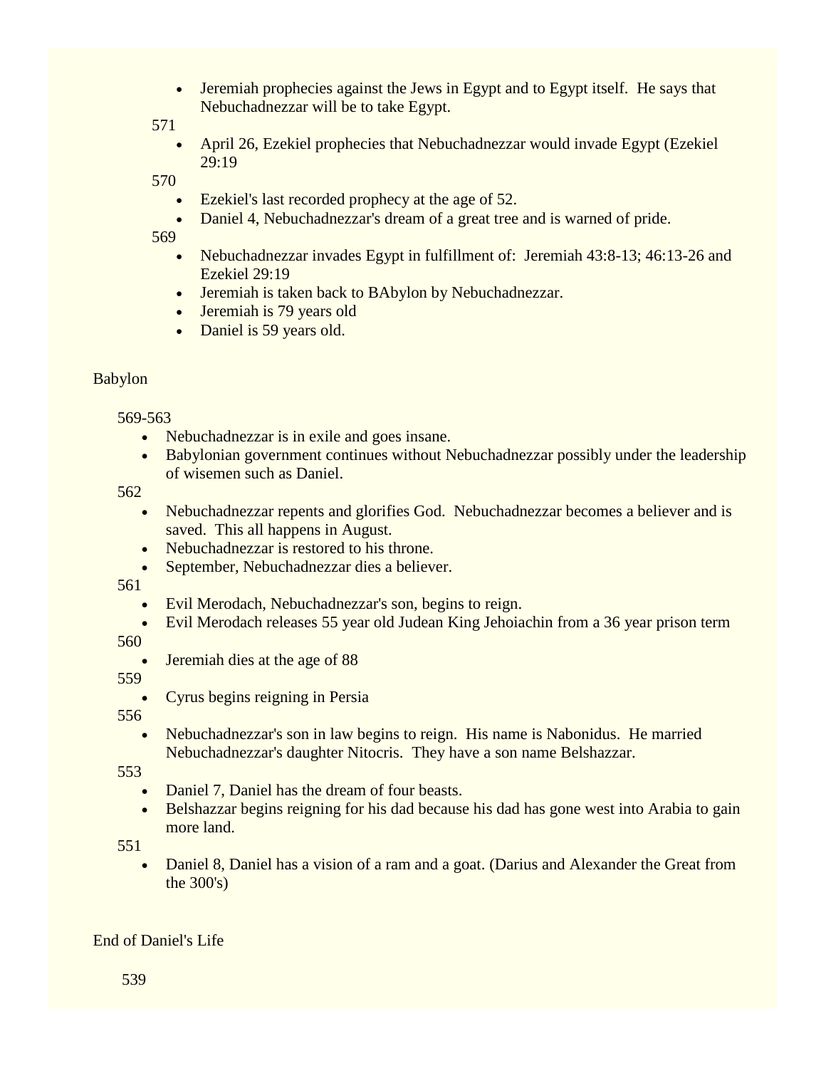- Jeremiah prophecies against the Jews in Egypt and to Egypt itself. He says that Nebuchadnezzar will be to take Egypt.

571

- April 26, Ezekiel prophecies that Nebuchadnezzar would invade Egypt (Ezekiel 29:19

570

- Ezekiel's last recorded prophecy at the age of 52.
- Daniel 4, Nebuchadnezzar's dream of a great tree and is warned of pride.

569

- Nebuchadnezzar invades Egypt in fulfillment of: Jeremiah 43:8-13; 46:13-26 and Ezekiel 29:19
- Jeremiah is taken back to BAbylon by Nebuchadnezzar.
- Jeremiah is 79 years old
- Daniel is 59 years old.

Babylon

569-563

- Nebuchadnezzar is in exile and goes insane.
- Babylonian government continues without Nebuchadnezzar possibly under the leadership of wisemen such as Daniel.

562

- Nebuchadnezzar repents and glorifies God. Nebuchadnezzar becomes a believer and is saved. This all happens in August.
- Nebuchadnezzar is restored to his throne.
- September, Nebuchadnezzar dies a believer.

561

- Evil Merodach, Nebuchadnezzar's son, begins to reign.
- Evil Merodach releases 55 year old Judean King Jehoiachin from a 36 year prison term

560

- Jeremiah dies at the age of 88

559

- Cyrus begins reigning in Persia

556

- Nebuchadnezzar's son in law begins to reign. His name is Nabonidus. He married Nebuchadnezzar's daughter Nitocris. They have a son name Belshazzar.

553

- Daniel 7, Daniel has the dream of four beasts.
- Belshazzar begins reigning for his dad because his dad has gone west into Arabia to gain more land.

551

- Daniel 8, Daniel has a vision of a ram and a goat. (Darius and Alexander the Great from the 300's)

End of Daniel's Life

539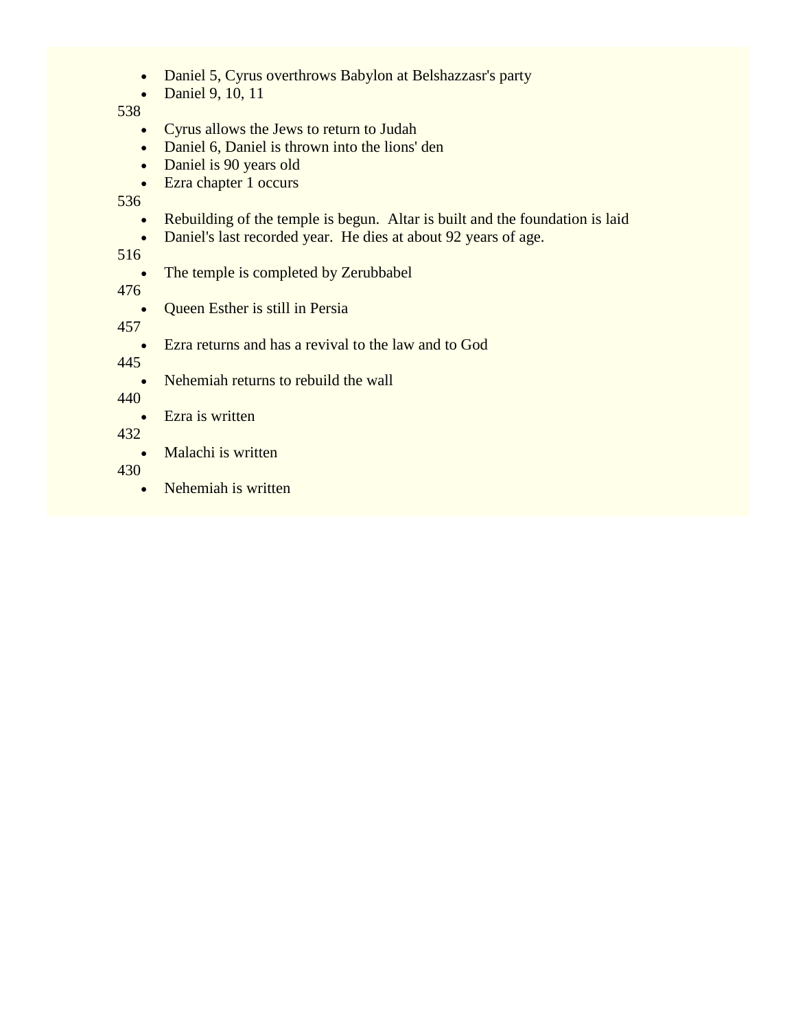- Daniel 5, Cyrus overthrows Babylon at Belshazzasr's party
- Daniel 9, 10, 11

538

- Cyrus allows the Jews to return to Judah
- Daniel 6, Daniel is thrown into the lions' den
- Daniel is 90 years old
- Ezra chapter 1 occurs

536

- Rebuilding of the temple is begun.  Altar is built and the foundation is laid
- Daniel's last recorded year.  He dies at about 92 years of age.

516

- The temple is completed by Zerubbabel

476

- Queen Esther is still in Persia

457

- Ezra returns and has a revival to the law and to God

445

- Nehemiah returns to rebuild the wall

440

- Ezra is written

432

- Malachi is written

430

- Nehemiah is written